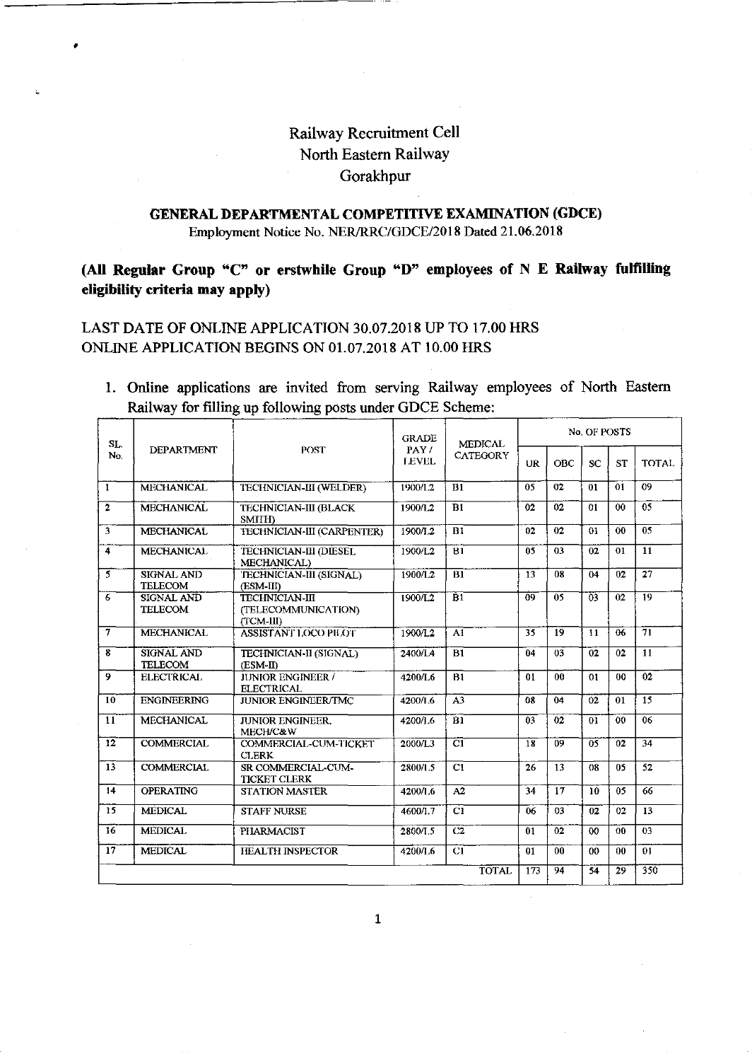# Railway Recruitment Cell
# North Eastern Railway
# Gorakhpur

## GENERAL DEPARTMENTAL COMPETITIVE EXAMINATION (GDCE)

Employment Notice No. NER/RRC/GDCE/2018 Dated 21.06.2018

**(All Regular Group "C" or erstwhile Group "D" employees of N E Railway fulfilling eligibility criteria may apply)**

LAST DATE OF ONLINE APPLICATION 30.07.2018 UP TO 17.00 HRS
ONLINE APPLICATION BEGINS ON 01.07.2018 AT 10.00 HRS

1. Online applications are invited from serving Railway employees of North Eastern Railway for filling up following posts under GDCE Scheme:

| SL. No. | DEPARTMENT | POST | GRADE PAY / LEVEL | MEDICAL CATEGORY | No. OF POSTS | | | | |
|---|---|---|---|---|---|---|---|---|---|
| | | | | | UR | OBC | SC | ST | TOTAL |
| 1 | MECHANICAL | TECHNICIAN-III (WELDER) | 1900/L2 | B1 | 05 | 02 | 01 | 01 | 09 |
| 2 | MECHANICAL | TECHNICIAN-III (BLACK SMITH) | 1900/L2 | B1 | 02 | 02 | 01 | 00 | 05 |
| 3 | MECHANICAL | TECHNICIAN-III (CARPENTER) | 1900/L2 | B1 | 02 | 02 | 01 | 00 | 05 |
| 4 | MECHANICAL | TECHNICIAN-III (DIESEL MECHANICAL) | 1900/L2 | B1 | 05 | 03 | 02 | 01 | 11 |
| 5 | SIGNAL AND TELECOM | TECHNICIAN-III (SIGNAL) (ESM-III) | 1900/L2 | B1 | 13 | 08 | 04 | 02 | 27 |
| 6 | SIGNAL AND TELECOM | TECHNICIAN-III (TELECOMMUNICATION) (TCM-III) | 1900/L2 | B1 | 09 | 05 | 03 | 02 | 19 |
| 7 | MECHANICAL | ASSISTANT LOCO PILOT | 1900/L2 | A1 | 35 | 19 | 11 | 06 | 71 |
| 8 | SIGNAL AND TELECOM | TECHNICIAN-II (SIGNAL) (ESM-II) | 2400/L4 | B1 | 04 | 03 | 02 | 02 | 11 |
| 9 | ELECTRICAL | JUNIOR ENGINEER / ELECTRICAL | 4200/L6 | B1 | 01 | 00 | 01 | 00 | 02 |
| 10 | ENGINEERING | JUNIOR ENGINEER/TMC | 4200/L6 | A3 | 08 | 04 | 02 | 01 | 15 |
| 11 | MECHANICAL | JUNIOR ENGINEER, MECH/C&W | 4200/L6 | B1 | 03 | 02 | 01 | 00 | 06 |
| 12 | COMMERCIAL | COMMERCIAL-CUM-TICKET CLERK | 2000/L3 | C1 | 18 | 09 | 05 | 02 | 34 |
| 13 | COMMERCIAL | SR COMMERCIAL-CUM-TICKET CLERK | 2800/L5 | C1 | 26 | 13 | 08 | 05 | 52 |
| 14 | OPERATING | STATION MASTER | 4200/L6 | A2 | 34 | 17 | 10 | 05 | 66 |
| 15 | MEDICAL | STAFF NURSE | 4600/L7 | C1 | 06 | 03 | 02 | 02 | 13 |
| 16 | MEDICAL | PHARMACIST | 2800/L5 | C2 | 01 | 02 | 00 | 00 | 03 |
| 17 | MEDICAL | HEALTH INSPECTOR | 4200/L6 | C1 | 01 | 00 | 00 | 00 | 01 |
| | | | | TOTAL | 173 | 94 | 54 | 29 | 350 |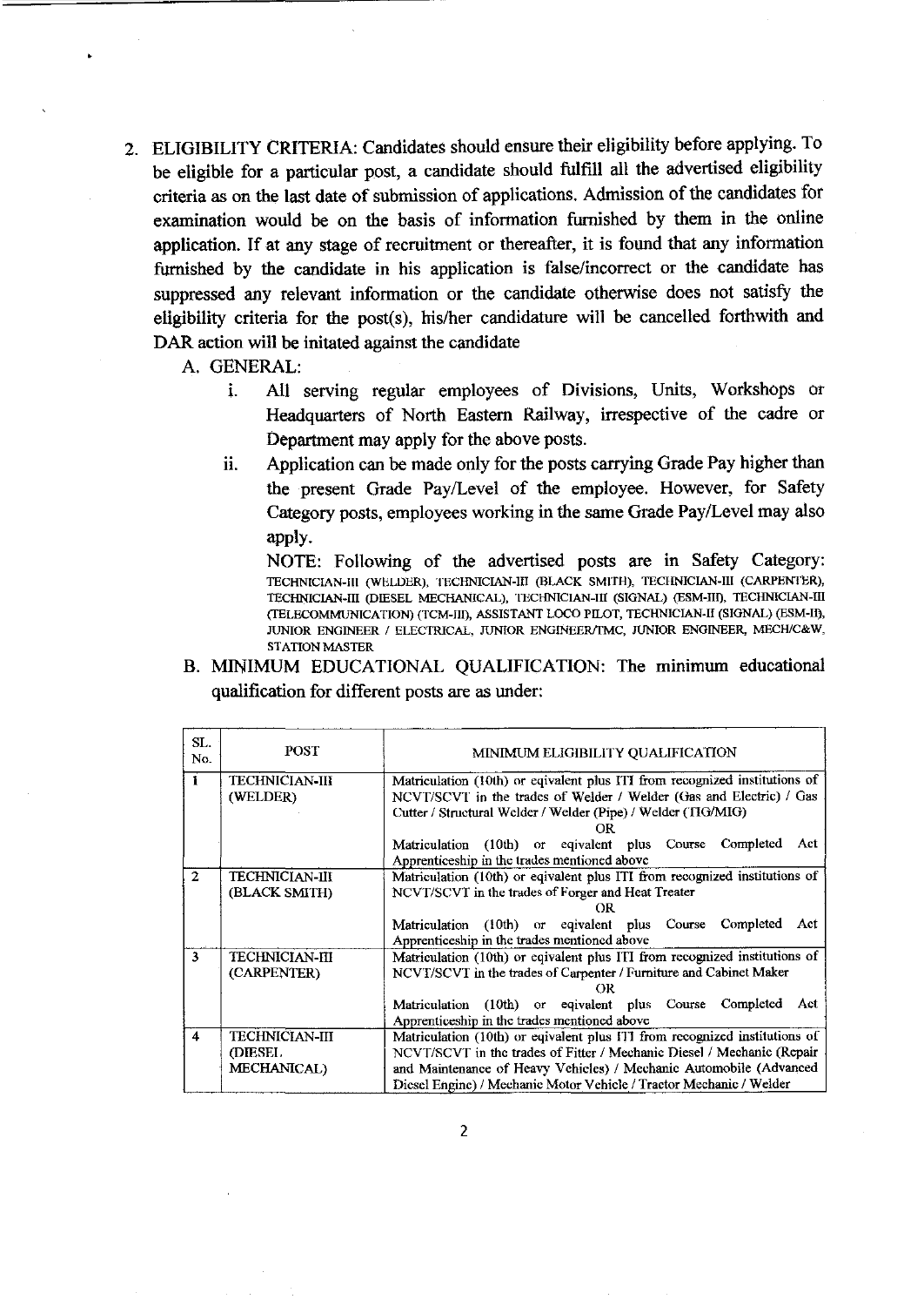2. ELIGIBILITY CRITERIA: Candidates should ensure their eligibility before applying. To be eligible for a particular post, a candidate should fulfill all the advertised eligibility criteria as on the last date of submission of applications. Admission of the candidates for examination would be on the basis of information furnished by them in the online application. If at any stage of recruitment or thereafter, it is found that any information furnished by the candidate in his application is false/incorrect or the candidate has suppressed any relevant information or the candidate otherwise does not satisfy the eligibility criteria for the post(s), his/her candidature will be cancelled forthwith and DAR action will be initated against the candidate

   A. GENERAL:

      i. All serving regular employees of Divisions, Units, Workshops or Headquarters of North Eastern Railway, irrespective of the cadre or Department may apply for the above posts.

      ii. Application can be made only for the posts carrying Grade Pay higher than the present Grade Pay/Level of the employee. However, for Safety Category posts, employees working in the same Grade Pay/Level may also apply.

      NOTE: Following of the advertised posts are in Safety Category: TECHNICIAN-III (WELDER), TECHNICIAN-III (BLACK SMITH), TECHNICIAN-III (CARPENTER), TECHNICIAN-III (DIESEL MECHANICAL), TECHNICIAN-III (SIGNAL) (ESM-III), TECHNICIAN-III (TELECOMMUNICATION) (TCM-III), ASSISTANT LOCO PILOT, TECHNICIAN-II (SIGNAL) (ESM-II), JUNIOR ENGINEER / ELECTRICAL, JUNIOR ENGINEER/TMC, JUNIOR ENGINEER, MECH/C&W, STATION MASTER

   B. MINIMUM EDUCATIONAL QUALIFICATION: The minimum educational qualification for different posts are as under:

| SL. No. | POST | MINIMUM ELIGIBILITY QUALIFICATION |
|---|---|---|
| 1 | TECHNICIAN-III (WELDER) | Matriculation (10th) or eqivalent plus ITI from recognized institutions of NCVT/SCVT in the trades of Welder / Welder (Gas and Electric) / Gas Cutter / Structural Welder / Welder (Pipe) / Welder (TIG/MIG)<br>OR<br>Matriculation (10th) or eqivalent plus Course Completed Act Apprenticeship in the trades mentioned above |
| 2 | TECHNICIAN-III (BLACK SMITH) | Matriculation (10th) or eqivalent plus ITI from recognized institutions of NCVT/SCVT in the trades of Forger and Heat Treater<br>OR<br>Matriculation (10th) or eqivalent plus Course Completed Act Apprenticeship in the trades mentioned above |
| 3 | TECHNICIAN-III (CARPENTER) | Matriculation (10th) or eqivalent plus ITI from recognized institutions of NCVT/SCVT in the trades of Carpenter / Furniture and Cabinet Maker<br>OR<br>Matriculation (10th) or eqivalent plus Course Completed Act Apprenticeship in the trades mentioned above |
| 4 | TECHNICIAN-III (DIESEL MECHANICAL) | Matriculation (10th) or eqivalent plus ITI from recognized institutions of NCVT/SCVT in the trades of Fitter / Mechanic Diesel / Mechanic (Repair and Maintenance of Heavy Vehicles) / Mechanic Automobile (Advanced Diesel Engine) / Mechanic Motor Vehicle / Tractor Mechanic / Welder |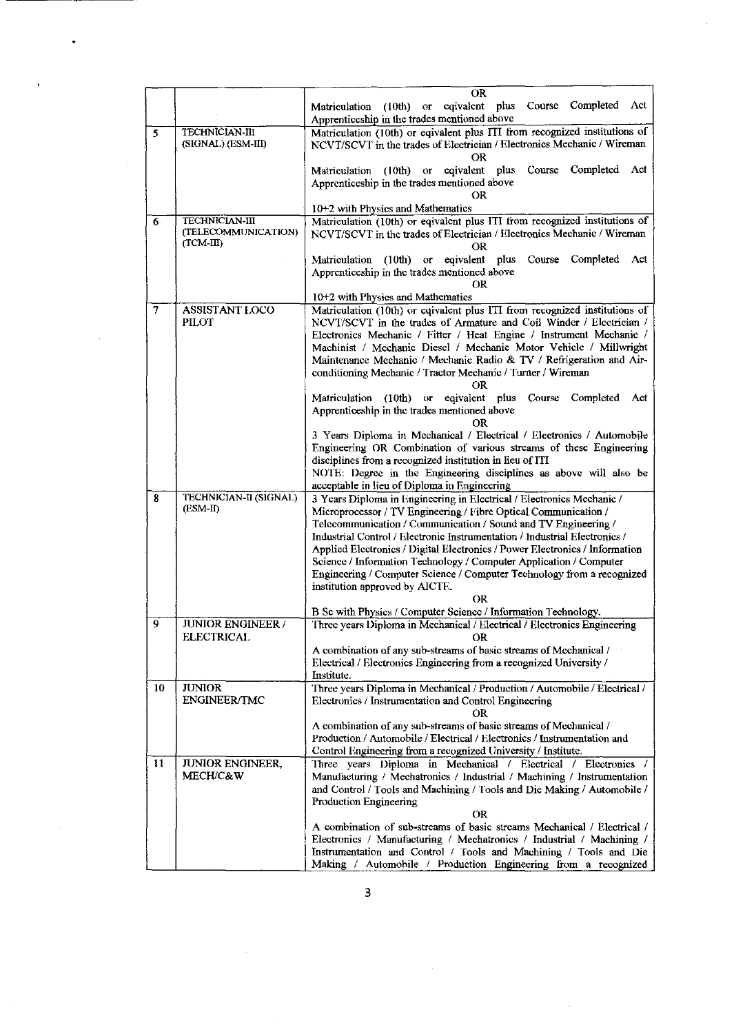|  |  | OR<br>Matriculation (10th) or eqivalent plus Course Completed Act Apprenticeship in the trades mentioned above |
|---|---|---|
| 5 | TECHNICIAN-III (SIGNAL) (ESM-III) | Matriculation (10th) or eqivalent plus ITI from recognized institutions of NCVT/SCVT in the trades of Electrician / Electronics Mechanic / Wireman<br>OR<br>Matriculation (10th) or eqivalent plus Course Completed Act Apprenticeship in the trades mentioned above<br>OR<br>10+2 with Physics and Mathematics |
| 6 | TECHNICIAN-III (TELECOMMUNICATION) (TCM-III) | Matriculation (10th) or eqivalent plus ITI from recognized institutions of NCVT/SCVT in the trades of Electrician / Electronics Mechanic / Wireman<br>OR<br>Matriculation (10th) or eqivalent plus Course Completed Act Apprenticeship in the trades mentioned above<br>OR<br>10+2 with Physics and Mathematics |
| 7 | ASSISTANT LOCO PILOT | Matriculation (10th) or eqivalent plus ITI from recognized institutions of NCVT/SCVT in the trades of Armature and Coil Winder / Electrician / Electronics Mechanic / Fitter / Heat Engine / Instrument Mechanic / Machinist / Mechanic Diesel / Mechanic Motor Vehicle / Millwright Maintenance Mechanic / Mechanic Radio & TV / Refrigeration and Air-conditioning Mechanic / Tractor Mechanic / Turner / Wireman<br>OR<br>Matriculation (10th) or eqivalent plus Course Completed Act Apprenticeship in the trades mentioned above<br>OR<br>3 Years Diploma in Mechanical / Electrical / Electronics / Automobile Engineering OR Combination of various streams of these Engineering disciplines from a recognized institution in lieu of ITI<br>NOTE: Degree in the Engineering disciplines as above will also be acceptable in lieu of Diploma in Engineering |
| 8 | TECHNICIAN-II (SIGNAL) (ESM-II) | 3 Years Diploma in Engineering in Electrical / Electronics Mechanic / Microprocessor / TV Engineering / Fibre Optical Communication / Telecommunication / Communication / Sound and TV Engineering / Industrial Control / Electronic Instrumentation / Industrial Electronics / Applied Electronics / Digital Electronics / Power Electronics / Information Science / Information Technology / Computer Application / Computer Engineering / Computer Science / Computer Technology from a recognized institution approved by AICTE.<br>OR<br>B Sc with Physics / Computer Science / Information Technology. |
| 9 | JUNIOR ENGINEER / ELECTRICAL | Three years Diploma in Mechanical / Electrical / Electronics Engineering<br>OR<br>A combination of any sub-streams of basic streams of Mechanical / Electrical / Electronics Engineering from a recognized University / Institute. |
| 10 | JUNIOR ENGINEER/TMC | Three years Diploma in Mechanical / Production / Automobile / Electrical / Electronics / Instrumentation and Control Engineering<br>OR<br>A combination of any sub-streams of basic streams of Mechanical / Production / Automobile / Electrical / Electronics / Instrumentation and Control Engineering from a recognized University / Institute. |
| 11 | JUNIOR ENGINEER, MECH/C&W | Three years Diploma in Mechanical / Electrical / Electronics / Manufacturing / Mechatronics / Industrial / Machining / Instrumentation and Control / Tools and Machining / Tools and Die Making / Automobile / Production Engineering<br>OR<br>A combination of sub-streams of basic streams Mechanical / Electrical / Electronics / Manufacturing / Mechatronics / Industrial / Machining / Instrumentation and Control / Tools and Machining / Tools and Die Making / Automobile / Production Engineering from a recognized |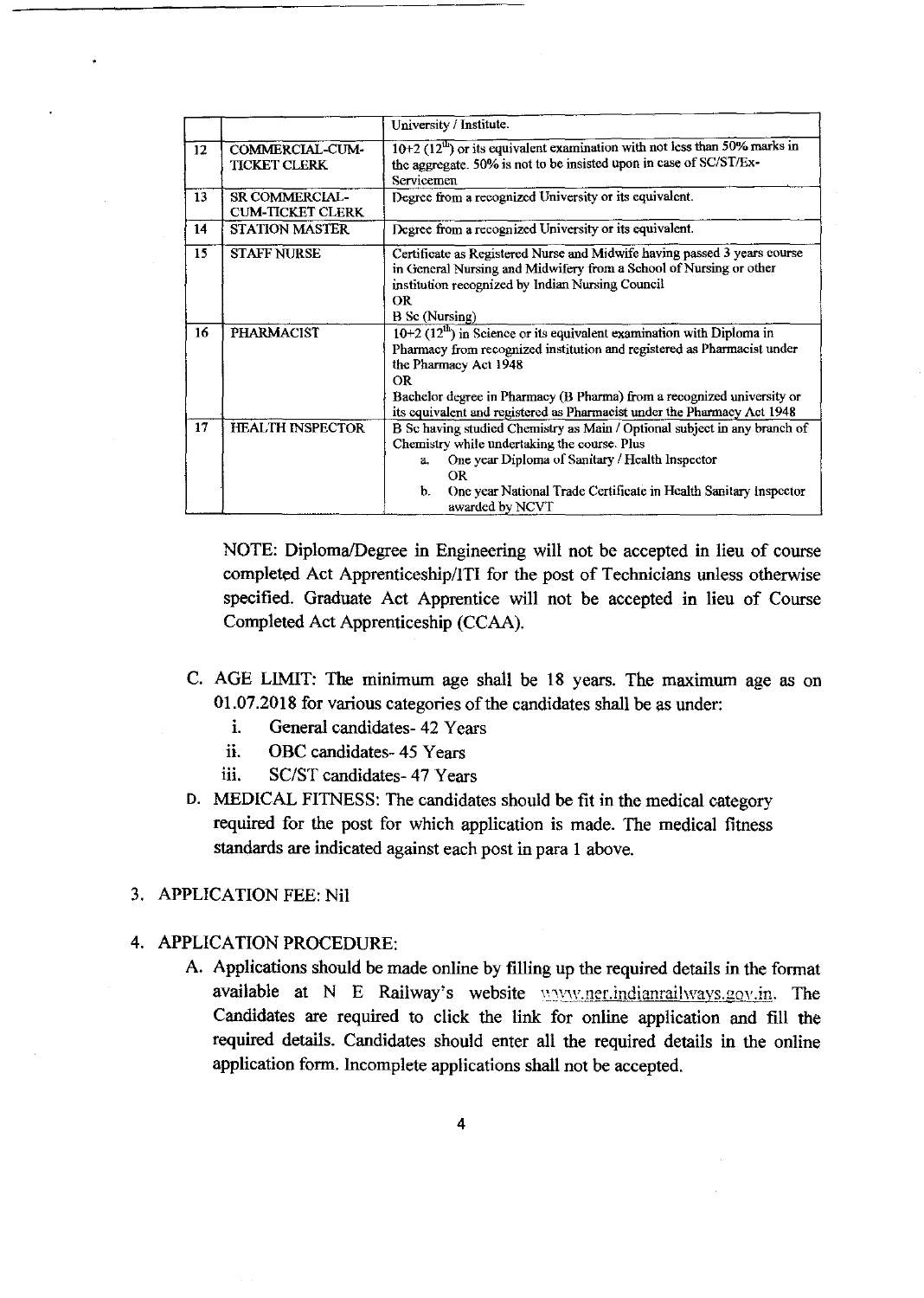| | | |
|---|---|---|
| | | University / Institute. |
| 12 | COMMERCIAL-CUM-TICKET CLERK | 10+2 (12[th]) or its equivalent examination with not less than 50% marks in the aggregate. 50% is not to be insisted upon in case of SC/ST/Ex-Servicemen |
| 13 | SR COMMERCIAL-CUM-TICKET CLERK | Degree from a recognized University or its equivalent. |
| 14 | STATION MASTER | Degree from a recognized University or its equivalent. |
| 15 | STAFF NURSE | Certificate as Registered Nurse and Midwife having passed 3 years course in General Nursing and Midwifery from a School of Nursing or other institution recognized by Indian Nursing Council<br>OR<br>B Sc (Nursing) |
| 16 | PHARMACIST | 10+2 (12[th]) in Science or its equivalent examination with Diploma in Pharmacy from recognized institution and registered as Pharmacist under the Pharmacy Act 1948<br>OR<br>Bachelor degree in Pharmacy (B Pharma) from a recognized university or its equivalent and registered as Pharmacist under the Pharmacy Act 1948 |
| 17 | HEALTH INSPECTOR | B Sc having studied Chemistry as Main / Optional subject in any branch of Chemistry while undertaking the course. Plus<br>a. One year Diploma of Sanitary / Health Inspector<br>OR<br>b. One year National Trade Certificate in Health Sanitary Inspector awarded by NCVT |

NOTE: Diploma/Degree in Engineering will not be accepted in lieu of course completed Act Apprenticeship/ITI for the post of Technicians unless otherwise specified. Graduate Act Apprentice will not be accepted in lieu of Course Completed Act Apprenticeship (CCAA).

C. AGE LIMIT: The minimum age shall be 18 years. The maximum age as on 01.07.2018 for various categories of the candidates shall be as under:
   i. General candidates- 42 Years
   ii. OBC candidates- 45 Years
   iii. SC/ST candidates- 47 Years

D. MEDICAL FITNESS: The candidates should be fit in the medical category required for the post for which application is made. The medical fitness standards are indicated against each post in para 1 above.

3. APPLICATION FEE: Nil

4. APPLICATION PROCEDURE:
   A. Applications should be made online by filling up the required details in the format available at N E Railway's website www.ner.indianrailways.gov.in. The Candidates are required to click the link for online application and fill the required details. Candidates should enter all the required details in the online application form. Incomplete applications shall not be accepted.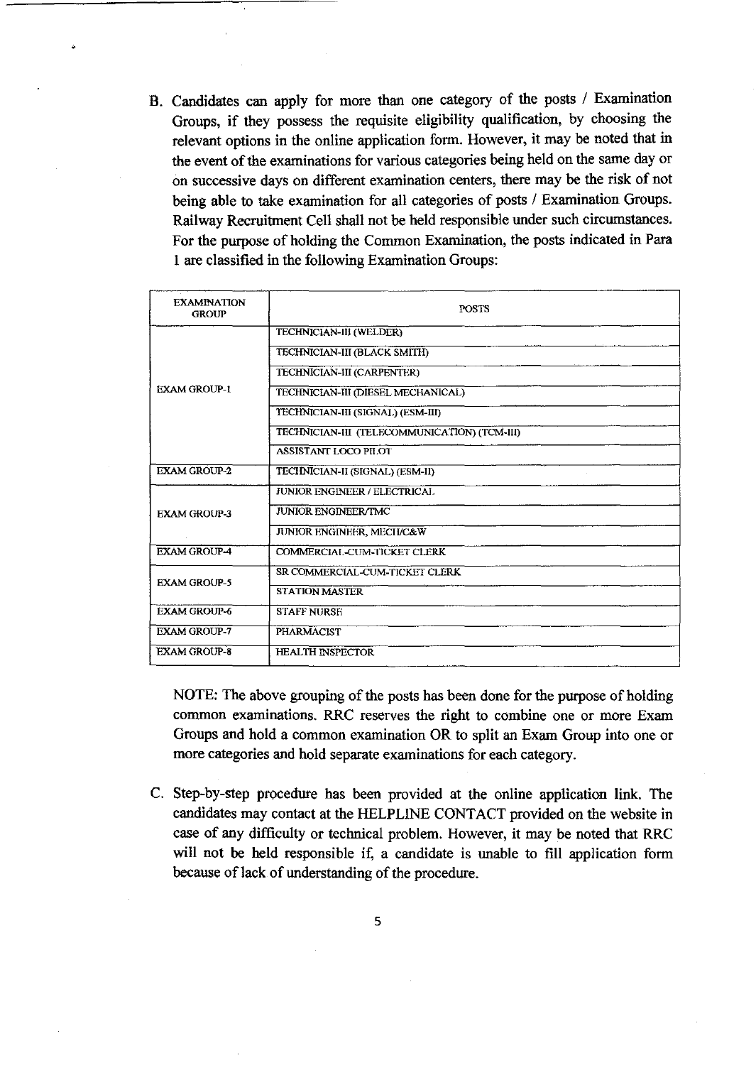B. Candidates can apply for more than one category of the posts / Examination Groups, if they possess the requisite eligibility qualification, by choosing the relevant options in the online application form. However, it may be noted that in the event of the examinations for various categories being held on the same day or on successive days on different examination centers, there may be the risk of not being able to take examination for all categories of posts / Examination Groups. Railway Recruitment Cell shall not be held responsible under such circumstances. For the purpose of holding the Common Examination, the posts indicated in Para 1 are classified in the following Examination Groups:

| EXAMINATION GROUP | POSTS |
|---|---|
| EXAM GROUP-1 | TECHNICIAN-III (WELDER) |
| | TECHNICIAN-III (BLACK SMITH) |
| | TECHNICIAN-III (CARPENTER) |
| | TECHNICIAN-III (DIESEL MECHANICAL) |
| | TECHNICIAN-III (SIGNAL) (ESM-III) |
| | TECHNICIAN-III (TELECOMMUNICATION) (TCM-III) |
| | ASSISTANT LOCO PILOT |
| EXAM GROUP-2 | TECHNICIAN-II (SIGNAL) (ESM-II) |
| EXAM GROUP-3 | JUNIOR ENGINEER / ELECTRICAL |
| | JUNIOR ENGINEER/TMC |
| | JUNIOR ENGINEER, MECH/C&W |
| EXAM GROUP-4 | COMMERCIAL-CUM-TICKET CLERK |
| EXAM GROUP-5 | SR COMMERCIAL-CUM-TICKET CLERK |
| | STATION MASTER |
| EXAM GROUP-6 | STAFF NURSE |
| EXAM GROUP-7 | PHARMACIST |
| EXAM GROUP-8 | HEALTH INSPECTOR |

NOTE: The above grouping of the posts has been done for the purpose of holding common examinations. RRC reserves the right to combine one or more Exam Groups and hold a common examination OR to split an Exam Group into one or more categories and hold separate examinations for each category.

C. Step-by-step procedure has been provided at the online application link. The candidates may contact at the HELPLINE CONTACT provided on the website in case of any difficulty or technical problem. However, it may be noted that RRC will not be held responsible if, a candidate is unable to fill application form because of lack of understanding of the procedure.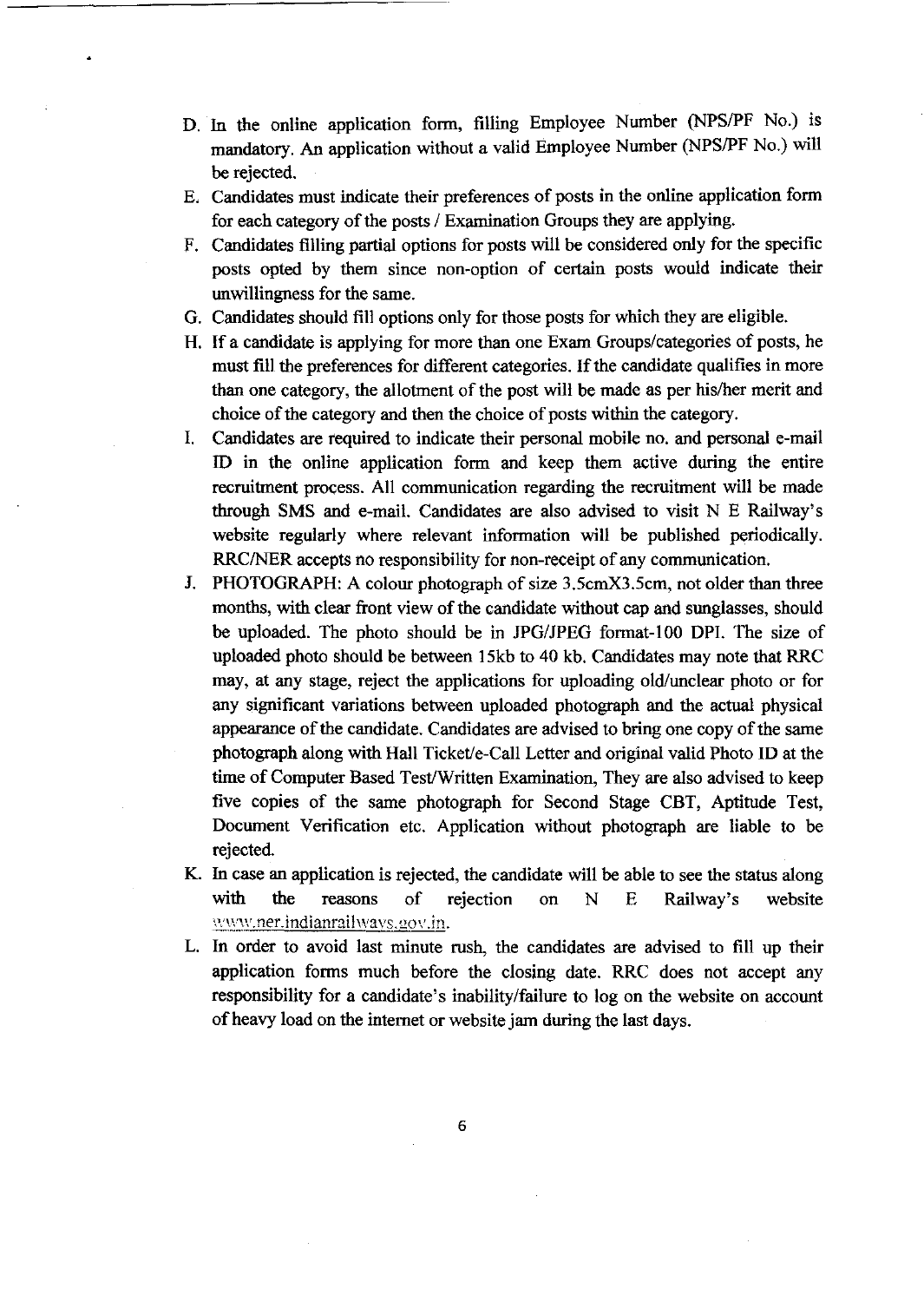D. In the online application form, filling Employee Number (NPS/PF No.) is mandatory. An application without a valid Employee Number (NPS/PF No.) will be rejected.

E. Candidates must indicate their preferences of posts in the online application form for each category of the posts / Examination Groups they are applying.

F. Candidates filling partial options for posts will be considered only for the specific posts opted by them since non-option of certain posts would indicate their unwillingness for the same.

G. Candidates should fill options only for those posts for which they are eligible.

H. If a candidate is applying for more than one Exam Groups/categories of posts, he must fill the preferences for different categories. If the candidate qualifies in more than one category, the allotment of the post will be made as per his/her merit and choice of the category and then the choice of posts within the category.

I. Candidates are required to indicate their personal mobile no. and personal e-mail ID in the online application form and keep them active during the entire recruitment process. All communication regarding the recruitment will be made through SMS and e-mail. Candidates are also advised to visit N E Railway's website regularly where relevant information will be published periodically. RRC/NER accepts no responsibility for non-receipt of any communication.

J. PHOTOGRAPH: A colour photograph of size 3.5cmX3.5cm, not older than three months, with clear front view of the candidate without cap and sunglasses, should be uploaded. The photo should be in JPG/JPEG format-100 DPI. The size of uploaded photo should be between 15kb to 40 kb. Candidates may note that RRC may, at any stage, reject the applications for uploading old/unclear photo or for any significant variations between uploaded photograph and the actual physical appearance of the candidate. Candidates are advised to bring one copy of the same photograph along with Hall Ticket/e-Call Letter and original valid Photo ID at the time of Computer Based Test/Written Examination, They are also advised to keep five copies of the same photograph for Second Stage CBT, Aptitude Test, Document Verification etc. Application without photograph are liable to be rejected.

K. In case an application is rejected, the candidate will be able to see the status along with the reasons of rejection on N E Railway's website www.ner.indianrailways.gov.in.

L. In order to avoid last minute rush, the candidates are advised to fill up their application forms much before the closing date. RRC does not accept any responsibility for a candidate's inability/failure to log on the website on account of heavy load on the internet or website jam during the last days.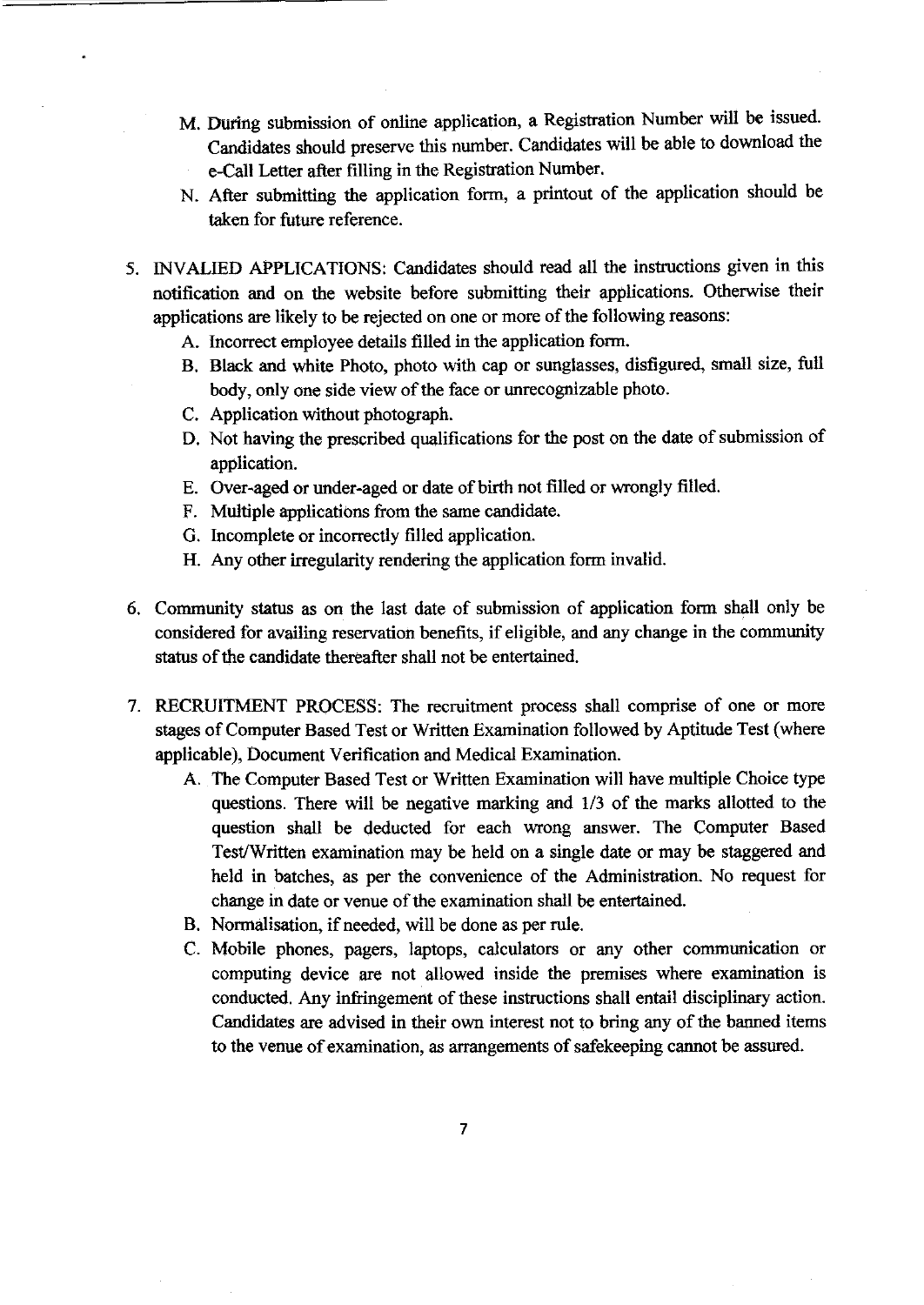M. During submission of online application, a Registration Number will be issued. Candidates should preserve this number. Candidates will be able to download the e-Call Letter after filling in the Registration Number.

N. After submitting the application form, a printout of the application should be taken for future reference.

5. INVALIED APPLICATIONS: Candidates should read all the instructions given in this notification and on the website before submitting their applications. Otherwise their applications are likely to be rejected on one or more of the following reasons:
   - A. Incorrect employee details filled in the application form.
   - B. Black and white Photo, photo with cap or sunglasses, disfigured, small size, full body, only one side view of the face or unrecognizable photo.
   - C. Application without photograph.
   - D. Not having the prescribed qualifications for the post on the date of submission of application.
   - E. Over-aged or under-aged or date of birth not filled or wrongly filled.
   - F. Multiple applications from the same candidate.
   - G. Incomplete or incorrectly filled application.
   - H. Any other irregularity rendering the application form invalid.

6. Community status as on the last date of submission of application form shall only be considered for availing reservation benefits, if eligible, and any change in the community status of the candidate thereafter shall not be entertained.

7. RECRUITMENT PROCESS: The recruitment process shall comprise of one or more stages of Computer Based Test or Written Examination followed by Aptitude Test (where applicable), Document Verification and Medical Examination.
   - A. The Computer Based Test or Written Examination will have multiple Choice type questions. There will be negative marking and 1/3 of the marks allotted to the question shall be deducted for each wrong answer. The Computer Based Test/Written examination may be held on a single date or may be staggered and held in batches, as per the convenience of the Administration. No request for change in date or venue of the examination shall be entertained.
   - B. Normalisation, if needed, will be done as per rule.
   - C. Mobile phones, pagers, laptops, calculators or any other communication or computing device are not allowed inside the premises where examination is conducted. Any infringement of these instructions shall entail disciplinary action. Candidates are advised in their own interest not to bring any of the banned items to the venue of examination, as arrangements of safekeeping cannot be assured.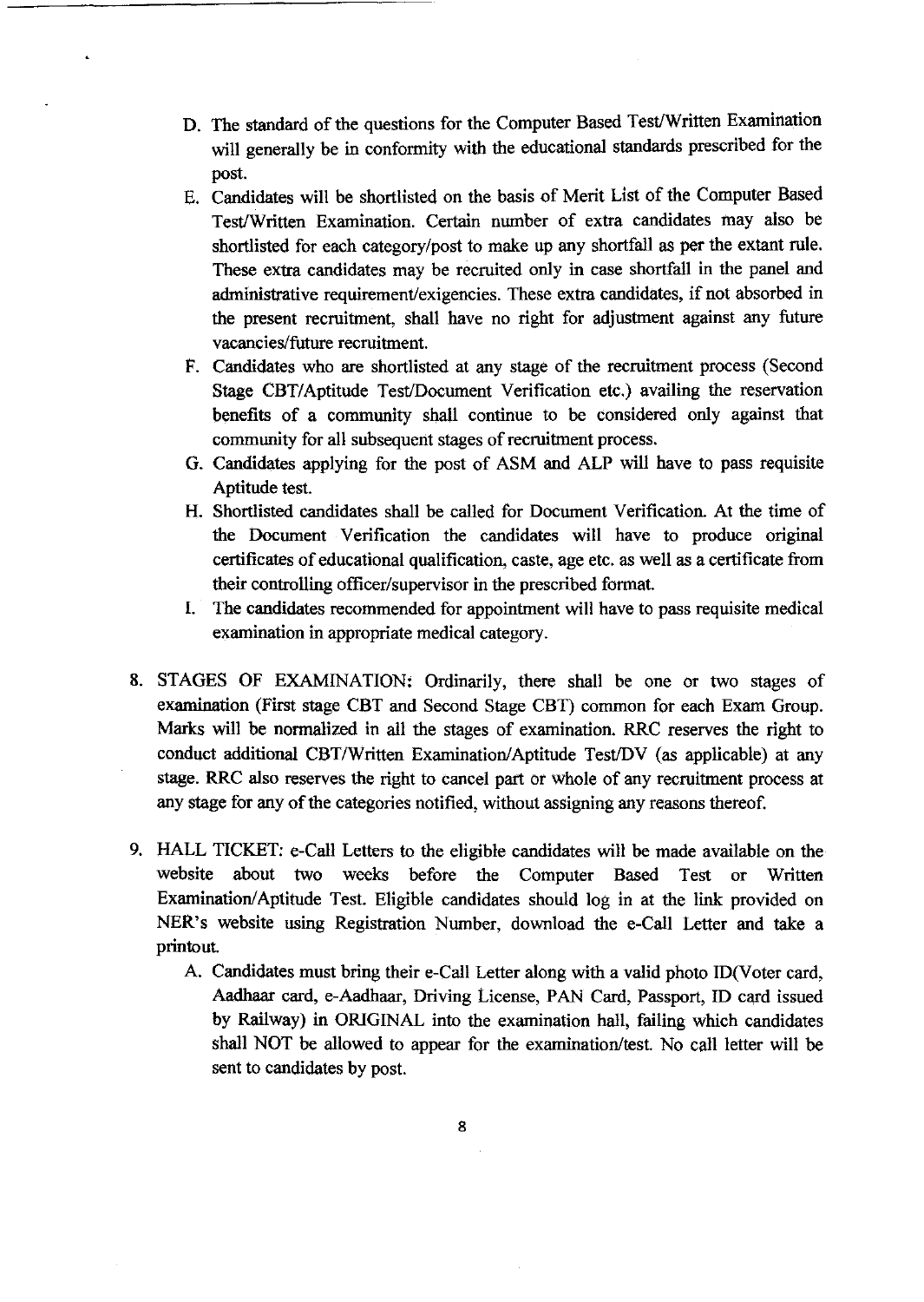D. The standard of the questions for the Computer Based Test/Written Examination will generally be in conformity with the educational standards prescribed for the post.

E. Candidates will be shortlisted on the basis of Merit List of the Computer Based Test/Written Examination. Certain number of extra candidates may also be shortlisted for each category/post to make up any shortfall as per the extant rule. These extra candidates may be recruited only in case shortfall in the panel and administrative requirement/exigencies. These extra candidates, if not absorbed in the present recruitment, shall have no right for adjustment against any future vacancies/future recruitment.

F. Candidates who are shortlisted at any stage of the recruitment process (Second Stage CBT/Aptitude Test/Document Verification etc.) availing the reservation benefits of a community shall continue to be considered only against that community for all subsequent stages of recruitment process.

G. Candidates applying for the post of ASM and ALP will have to pass requisite Aptitude test.

H. Shortlisted candidates shall be called for Document Verification. At the time of the Document Verification the candidates will have to produce original certificates of educational qualification, caste, age etc. as well as a certificate from their controlling officer/supervisor in the prescribed format.

I. The candidates recommended for appointment will have to pass requisite medical examination in appropriate medical category.

8. STAGES OF EXAMINATION: Ordinarily, there shall be one or two stages of examination (First stage CBT and Second Stage CBT) common for each Exam Group. Marks will be normalized in all the stages of examination. RRC reserves the right to conduct additional CBT/Written Examination/Aptitude Test/DV (as applicable) at any stage. RRC also reserves the right to cancel part or whole of any recruitment process at any stage for any of the categories notified, without assigning any reasons thereof.

9. HALL TICKET: e-Call Letters to the eligible candidates will be made available on the website about two weeks before the Computer Based Test or Written Examination/Aptitude Test. Eligible candidates should log in at the link provided on NER's website using Registration Number, download the e-Call Letter and take a printout.

   A. Candidates must bring their e-Call Letter along with a valid photo ID(Voter card, Aadhaar card, e-Aadhaar, Driving License, PAN Card, Passport, ID card issued by Railway) in ORIGINAL into the examination hall, failing which candidates shall NOT be allowed to appear for the examination/test. No call letter will be sent to candidates by post.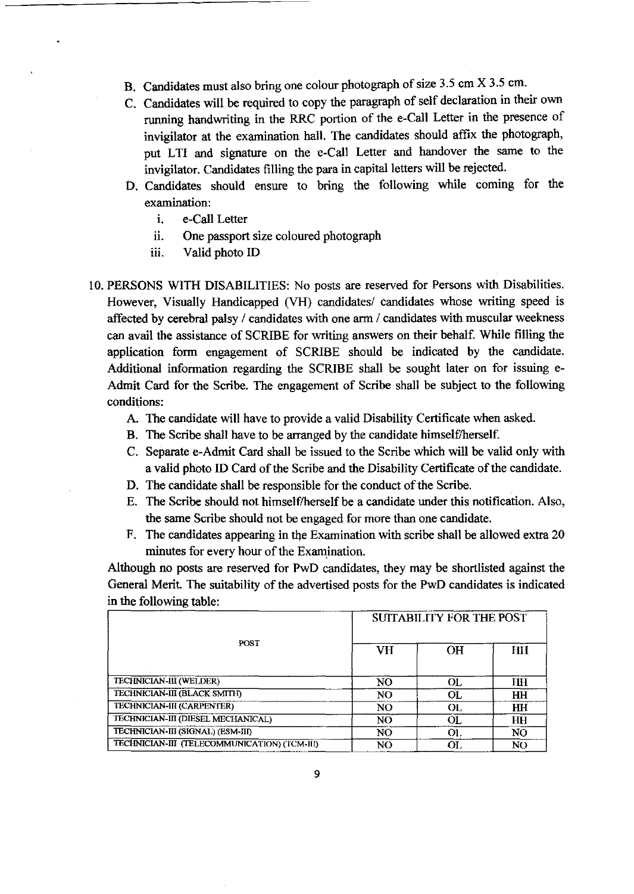B. Candidates must also bring one colour photograph of size 3.5 cm X 3.5 cm.

C. Candidates will be required to copy the paragraph of self declaration in their own running handwriting in the RRC portion of the e-Call Letter in the presence of invigilator at the examination hall. The candidates should affix the photograph, put LTI and signature on the e-Call Letter and handover the same to the invigilator. Candidates filling the para in capital letters will be rejected.

D. Candidates should ensure to bring the following while coming for the examination:

   i. e-Call Letter
   ii. One passport size coloured photograph
   iii. Valid photo ID

10. PERSONS WITH DISABILITIES: No posts are reserved for Persons with Disabilities. However, Visually Handicapped (VH) candidates/ candidates whose writing speed is affected by cerebral palsy / candidates with one arm / candidates with muscular weekness can avail the assistance of SCRIBE for writing answers on their behalf. While filling the application form engagement of SCRIBE should be indicated by the candidate. Additional information regarding the SCRIBE shall be sought later on for issuing e-Admit Card for the Scribe. The engagement of Scribe shall be subject to the following conditions:

   A. The candidate will have to provide a valid Disability Certificate when asked.
   B. The Scribe shall have to be arranged by the candidate himself/herself.
   C. Separate e-Admit Card shall be issued to the Scribe which will be valid only with a valid photo ID Card of the Scribe and the Disability Certificate of the candidate.
   D. The candidate shall be responsible for the conduct of the Scribe.
   E. The Scribe should not himself/herself be a candidate under this notification. Also, the same Scribe should not be engaged for more than one candidate.
   F. The candidates appearing in the Examination with scribe shall be allowed extra 20 minutes for every hour of the Examination.

Although no posts are reserved for PwD candidates, they may be shortlisted against the General Merit. The suitability of the advertised posts for the PwD candidates is indicated in the following table:

| POST | SUITABILITY FOR THE POST | | |
|---|---|---|---|
| | VH | OH | HH |
| TECHNICIAN-III (WELDER) | NO | OL | HH |
| TECHNICIAN-III (BLACK SMITH) | NO | OL | HH |
| TECHNICIAN-III (CARPENTER) | NO | OL | HH |
| TECHNICIAN-III (DIESEL MECHANICAL) | NO | OL | HH |
| TECHNICIAN-III (SIGNAL) (ESM-III) | NO | OL | NO |
| TECHNICIAN-III (TELECOMMUNICATION) (TCM-III) | NO | OL | NO |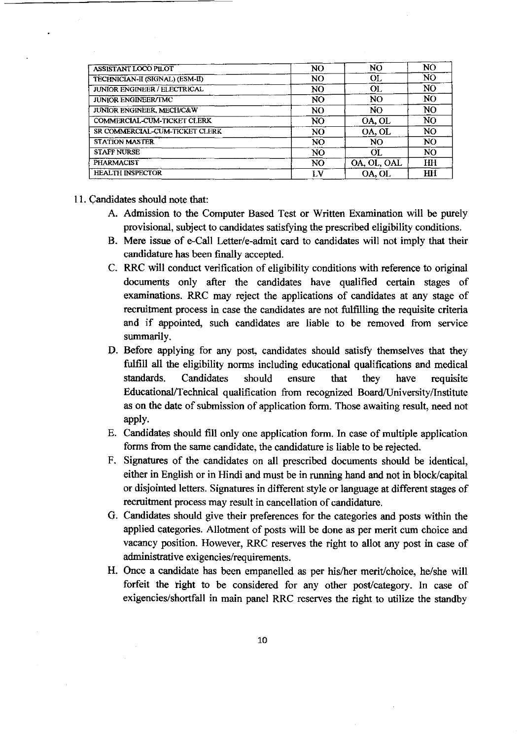| ASSISTANT LOCO PILOT | NO | NO | NO |
|---|---|---|---|
| TECHNICIAN-II (SIGNAL) (ESM-II) | NO | OL | NO |
| JUNIOR ENGINEER / ELECTRICAL | NO | OL | NO |
| JUNIOR ENGINEER/TMC | NO | NO | NO |
| JUNIOR ENGINEER, MECH/C&W | NO | NO | NO |
| COMMERCIAL-CUM-TICKET CLERK | NO | OA, OL | NO |
| SR COMMERCIAL-CUM-TICKET CLERK | NO | OA, OL | NO |
| STATION MASTER | NO | NO | NO |
| STAFF NURSE | NO | OL | NO |
| PHARMACIST | NO | OA, OL, OAL | HH |
| HEALTH INSPECTOR | LV | OA, OL | HH |

11. Candidates should note that:

   A. Admission to the Computer Based Test or Written Examination will be purely provisional, subject to candidates satisfying the prescribed eligibility conditions.

   B. Mere issue of e-Call Letter/e-admit card to candidates will not imply that their candidature has been finally accepted.

   C. RRC will conduct verification of eligibility conditions with reference to original documents only after the candidates have qualified certain stages of examinations. RRC may reject the applications of candidates at any stage of recruitment process in case the candidates are not fulfilling the requisite criteria and if appointed, such candidates are liable to be removed from service summarily.

   D. Before applying for any post, candidates should satisfy themselves that they fulfill all the eligibility norms including educational qualifications and medical standards. Candidates should ensure that they have requisite Educational/Technical qualification from recognized Board/University/Institute as on the date of submission of application form. Those awaiting result, need not apply.

   E. Candidates should fill only one application form. In case of multiple application forms from the same candidate, the candidature is liable to be rejected.

   F. Signatures of the candidates on all prescribed documents should be identical, either in English or in Hindi and must be in running hand and not in block/capital or disjointed letters. Signatures in different style or language at different stages of recruitment process may result in cancellation of candidature.

   G. Candidates should give their preferences for the categories and posts within the applied categories. Allotment of posts will be done as per merit cum choice and vacancy position. However, RRC reserves the right to allot any post in case of administrative exigencies/requirements.

   H. Once a candidate has been empanelled as per his/her merit/choice, he/she will forfeit the right to be considered for any other post/category. In case of exigencies/shortfall in main panel RRC reserves the right to utilize the standby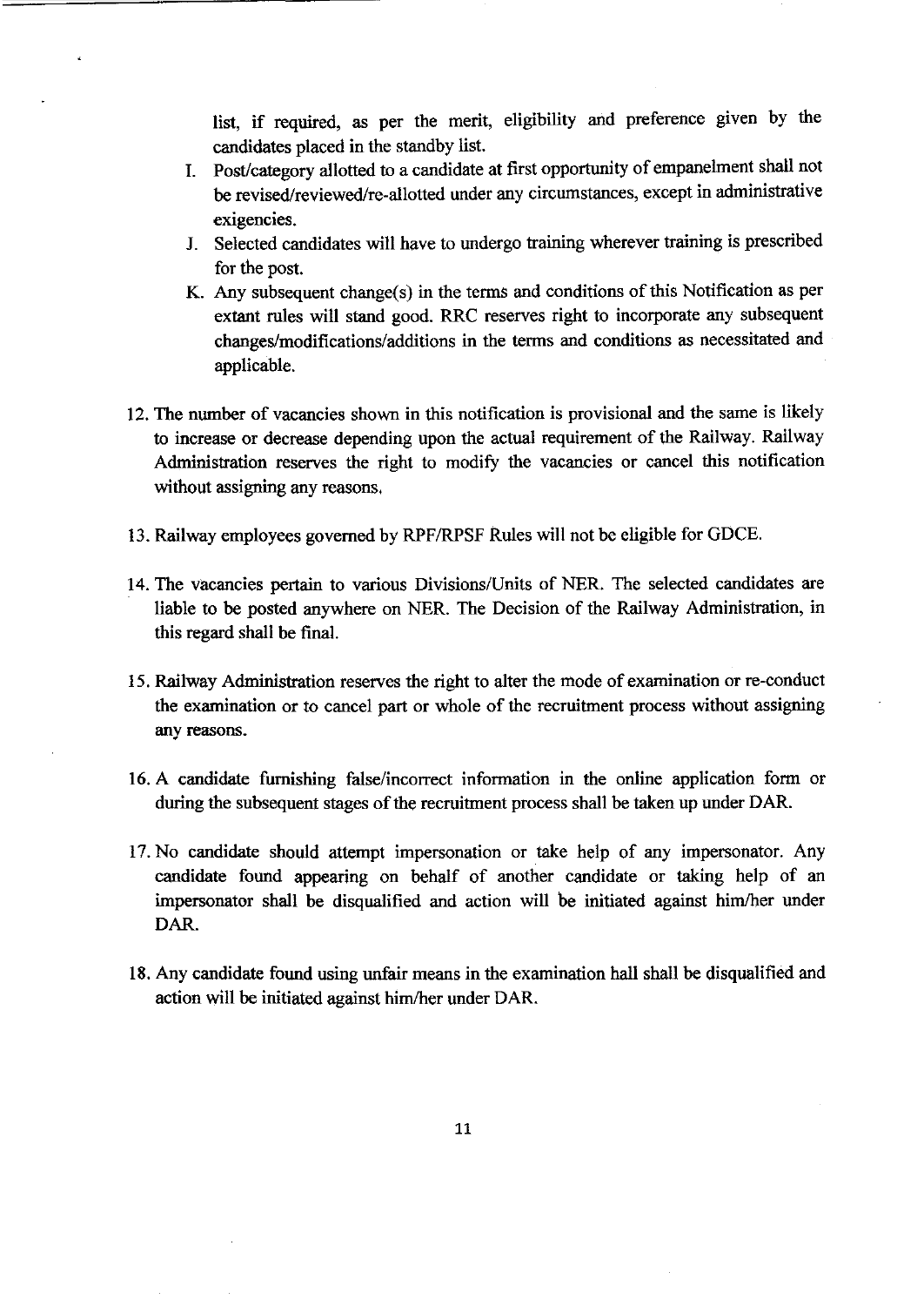list, if required, as per the merit, eligibility and preference given by the candidates placed in the standby list.

I. Post/category allotted to a candidate at first opportunity of empanelment shall not be revised/reviewed/re-allotted under any circumstances, except in administrative exigencies.

J. Selected candidates will have to undergo training wherever training is prescribed for the post.

K. Any subsequent change(s) in the terms and conditions of this Notification as per extant rules will stand good. RRC reserves right to incorporate any subsequent changes/modifications/additions in the terms and conditions as necessitated and applicable.

12. The number of vacancies shown in this notification is provisional and the same is likely to increase or decrease depending upon the actual requirement of the Railway. Railway Administration reserves the right to modify the vacancies or cancel this notification without assigning any reasons.

13. Railway employees governed by RPF/RPSF Rules will not be eligible for GDCE.

14. The vacancies pertain to various Divisions/Units of NER. The selected candidates are liable to be posted anywhere on NER. The Decision of the Railway Administration, in this regard shall be final.

15. Railway Administration reserves the right to alter the mode of examination or re-conduct the examination or to cancel part or whole of the recruitment process without assigning any reasons.

16. A candidate furnishing false/incorrect information in the online application form or during the subsequent stages of the recruitment process shall be taken up under DAR.

17. No candidate should attempt impersonation or take help of any impersonator. Any candidate found appearing on behalf of another candidate or taking help of an impersonator shall be disqualified and action will be initiated against him/her under DAR.

18. Any candidate found using unfair means in the examination hall shall be disqualified and action will be initiated against him/her under DAR.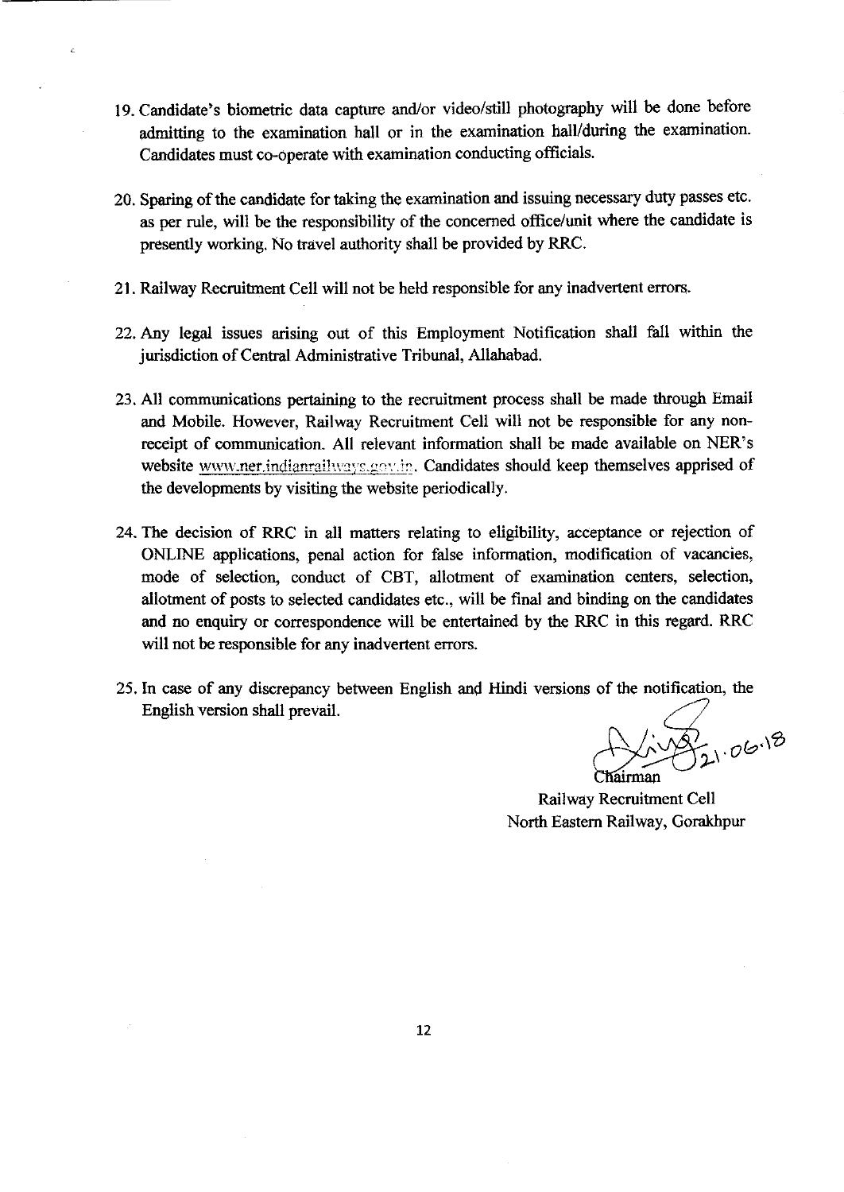19. Candidate's biometric data capture and/or video/still photography will be done before admitting to the examination hall or in the examination hall/during the examination. Candidates must co-operate with examination conducting officials.

20. Sparing of the candidate for taking the examination and issuing necessary duty passes etc. as per rule, will be the responsibility of the concerned office/unit where the candidate is presently working. No travel authority shall be provided by RRC.

21. Railway Recruitment Cell will not be held responsible for any inadvertent errors.

22. Any legal issues arising out of this Employment Notification shall fall within the jurisdiction of Central Administrative Tribunal, Allahabad.

23. All communications pertaining to the recruitment process shall be made through Email and Mobile. However, Railway Recruitment Cell will not be responsible for any non-receipt of communication. All relevant information shall be made available on NER's website www.ner.indianrailways.gov.in. Candidates should keep themselves apprised of the developments by visiting the website periodically.

24. The decision of RRC in all matters relating to eligibility, acceptance or rejection of ONLINE applications, penal action for false information, modification of vacancies, mode of selection, conduct of CBT, allotment of examination centers, selection, allotment of posts to selected candidates etc., will be final and binding on the candidates and no enquiry or correspondence will be entertained by the RRC in this regard. RRC will not be responsible for any inadvertent errors.

25. In case of any discrepancy between English and Hindi versions of the notification, the English version shall prevail.

21.06.18

Chairman

Railway Recruitment Cell

North Eastern Railway, Gorakhpur